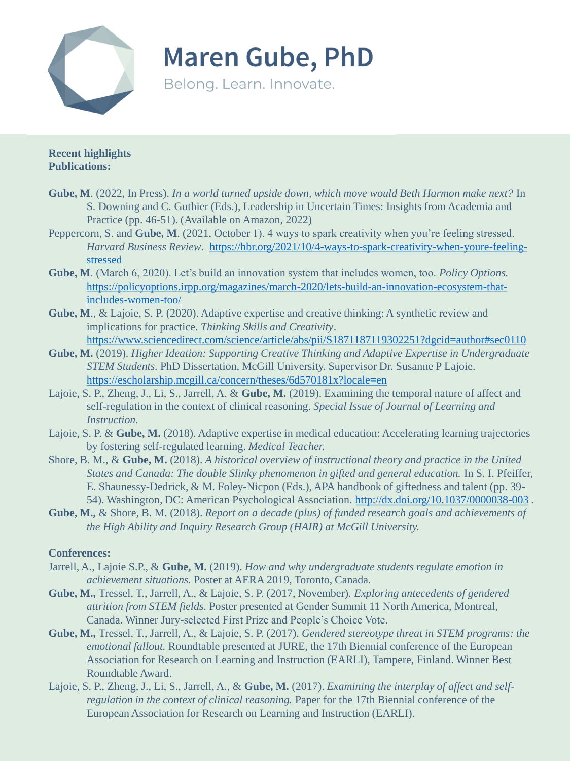# Maren Gube, PhD

Belong. Learn. Innovate.

**Recent highlights**
**Publications:**

**Gube, M**. (2022, In Press). *In a world turned upside down, which move would Beth Harmon make next?* In S. Downing and C. Guthier (Eds.), Leadership in Uncertain Times: Insights from Academia and Practice (pp. 46-51). (Available on Amazon, 2022)

Peppercorn, S. and **Gube, M**. (2021, October 1). 4 ways to spark creativity when you're feeling stressed. *Harvard Business Review*. https://hbr.org/2021/10/4-ways-to-spark-creativity-when-youre-feeling-stressed

**Gube, M**. (March 6, 2020). Let's build an innovation system that includes women, too. *Policy Options.* https://policyoptions.irpp.org/magazines/march-2020/lets-build-an-innovation-ecosystem-that-includes-women-too/

**Gube, M**., & Lajoie, S. P. (2020). Adaptive expertise and creative thinking: A synthetic review and implications for practice. *Thinking Skills and Creativity*. https://www.sciencedirect.com/science/article/abs/pii/S1871187119302251?dgcid=author#sec0110

**Gube, M.** (2019). *Higher Ideation: Supporting Creative Thinking and Adaptive Expertise in Undergraduate STEM Students.* PhD Dissertation, McGill University. Supervisor Dr. Susanne P Lajoie. https://escholarship.mcgill.ca/concern/theses/6d570181x?locale=en

Lajoie, S. P., Zheng, J., Li, S., Jarrell, A. & **Gube, M.** (2019). Examining the temporal nature of affect and self-regulation in the context of clinical reasoning. *Special Issue of Journal of Learning and Instruction.*

Lajoie, S. P. & **Gube, M.** (2018). Adaptive expertise in medical education: Accelerating learning trajectories by fostering self-regulated learning. *Medical Teacher.*

Shore, B. M., & **Gube, M.** (2018). *A historical overview of instructional theory and practice in the United States and Canada: The double Slinky phenomenon in gifted and general education.* In S. I. Pfeiffer, E. Shaunessy-Dedrick, & M. Foley-Nicpon (Eds.), APA handbook of giftedness and talent (pp. 39-54). Washington, DC: American Psychological Association. http://dx.doi.org/10.1037/0000038-003 .

**Gube, M.,** & Shore, B. M. (2018). *Report on a decade (plus) of funded research goals and achievements of the High Ability and Inquiry Research Group (HAIR) at McGill University.*

**Conferences:**

Jarrell, A., Lajoie S.P., & **Gube, M.** (2019). *How and why undergraduate students regulate emotion in achievement situations.* Poster at AERA 2019, Toronto, Canada.

**Gube, M.,** Tressel, T., Jarrell, A., & Lajoie, S. P. (2017, November). *Exploring antecedents of gendered attrition from STEM fields.* Poster presented at Gender Summit 11 North America, Montreal, Canada. Winner Jury-selected First Prize and People's Choice Vote.

**Gube, M.,** Tressel, T., Jarrell, A., & Lajoie, S. P. (2017). *Gendered stereotype threat in STEM programs: the emotional fallout.* Roundtable presented at JURE, the 17th Biennial conference of the European Association for Research on Learning and Instruction (EARLI), Tampere, Finland. Winner Best Roundtable Award.

Lajoie, S. P., Zheng, J., Li, S., Jarrell, A., & **Gube, M.** (2017). *Examining the interplay of affect and self-regulation in the context of clinical reasoning.* Paper for the 17th Biennial conference of the European Association for Research on Learning and Instruction (EARLI).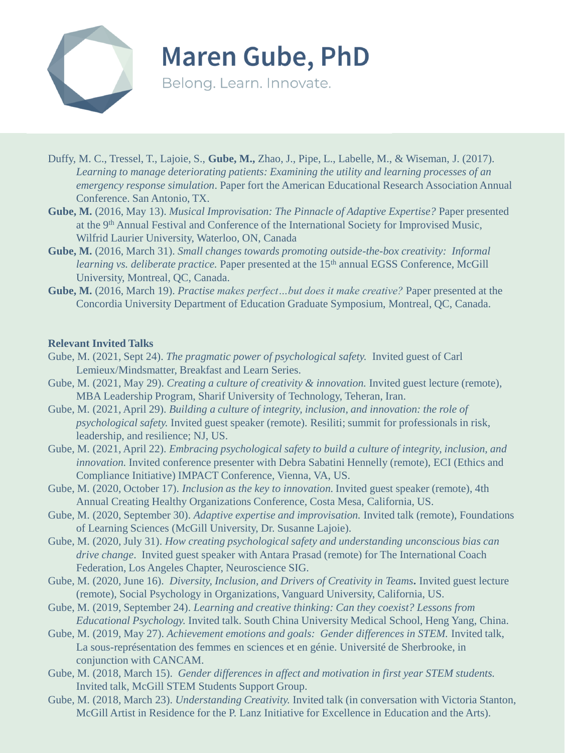Duffy, M. C., Tressel, T., Lajoie, S., **Gube, M.,** Zhao, J., Pipe, L., Labelle, M., & Wiseman, J. (2017). *Learning to manage deteriorating patients: Examining the utility and learning processes of an emergency response simulation*. Paper fort the American Educational Research Association Annual Conference. San Antonio, TX.

**Gube, M.** (2016, May 13). *Musical Improvisation: The Pinnacle of Adaptive Expertise?* Paper presented at the 9th Annual Festival and Conference of the International Society for Improvised Music, Wilfrid Laurier University, Waterloo, ON, Canada

**Gube, M.** (2016, March 31). *Small changes towards promoting outside-the-box creativity: Informal learning vs. deliberate practice.* Paper presented at the 15th annual EGSS Conference, McGill University, Montreal, QC, Canada.

**Gube, M.** (2016, March 19). *Practise makes perfect…but does it make creative?* Paper presented at the Concordia University Department of Education Graduate Symposium, Montreal, QC, Canada.

**Relevant Invited Talks**

Gube, M. (2021, Sept 24). *The pragmatic power of psychological safety.* Invited guest of Carl Lemieux/Mindsmatter, Breakfast and Learn Series.

Gube, M. (2021, May 29). *Creating a culture of creativity & innovation.* Invited guest lecture (remote), MBA Leadership Program, Sharif University of Technology, Teheran, Iran.

Gube, M. (2021, April 29). *Building a culture of integrity, inclusion, and innovation: the role of psychological safety.* Invited guest speaker (remote). Resiliti; summit for professionals in risk, leadership, and resilience; NJ, US.

Gube, M. (2021, April 22). *Embracing psychological safety to build a culture of integrity, inclusion, and innovation.* Invited conference presenter with Debra Sabatini Hennelly (remote), ECI (Ethics and Compliance Initiative) IMPACT Conference, Vienna, VA, US.

Gube, M. (2020, October 17). *Inclusion as the key to innovation.* Invited guest speaker (remote), 4th Annual Creating Healthy Organizations Conference, Costa Mesa, California, US.

Gube, M. (2020, September 30). *Adaptive expertise and improvisation.* Invited talk (remote), Foundations of Learning Sciences (McGill University, Dr. Susanne Lajoie).

Gube, M. (2020, July 31). *How creating psychological safety and understanding unconscious bias can drive change*. Invited guest speaker with Antara Prasad (remote) for The International Coach Federation, Los Angeles Chapter, Neuroscience SIG.

Gube, M. (2020, June 16). *Diversity, Inclusion, and Drivers of Creativity in Teams***.** Invited guest lecture (remote), Social Psychology in Organizations, Vanguard University, California, US.

Gube, M. (2019, September 24). *Learning and creative thinking: Can they coexist? Lessons from Educational Psychology.* Invited talk. South China University Medical School, Heng Yang, China.

Gube, M. (2019, May 27). *Achievement emotions and goals: Gender differences in STEM.* Invited talk, La sous-représentation des femmes en sciences et en génie. Université de Sherbrooke, in conjunction with CANCAM.

Gube, M. (2018, March 15). *Gender differences in affect and motivation in first year STEM students.* Invited talk, McGill STEM Students Support Group.

Gube, M. (2018, March 23). *Understanding Creativity.* Invited talk (in conversation with Victoria Stanton, McGill Artist in Residence for the P. Lanz Initiative for Excellence in Education and the Arts).